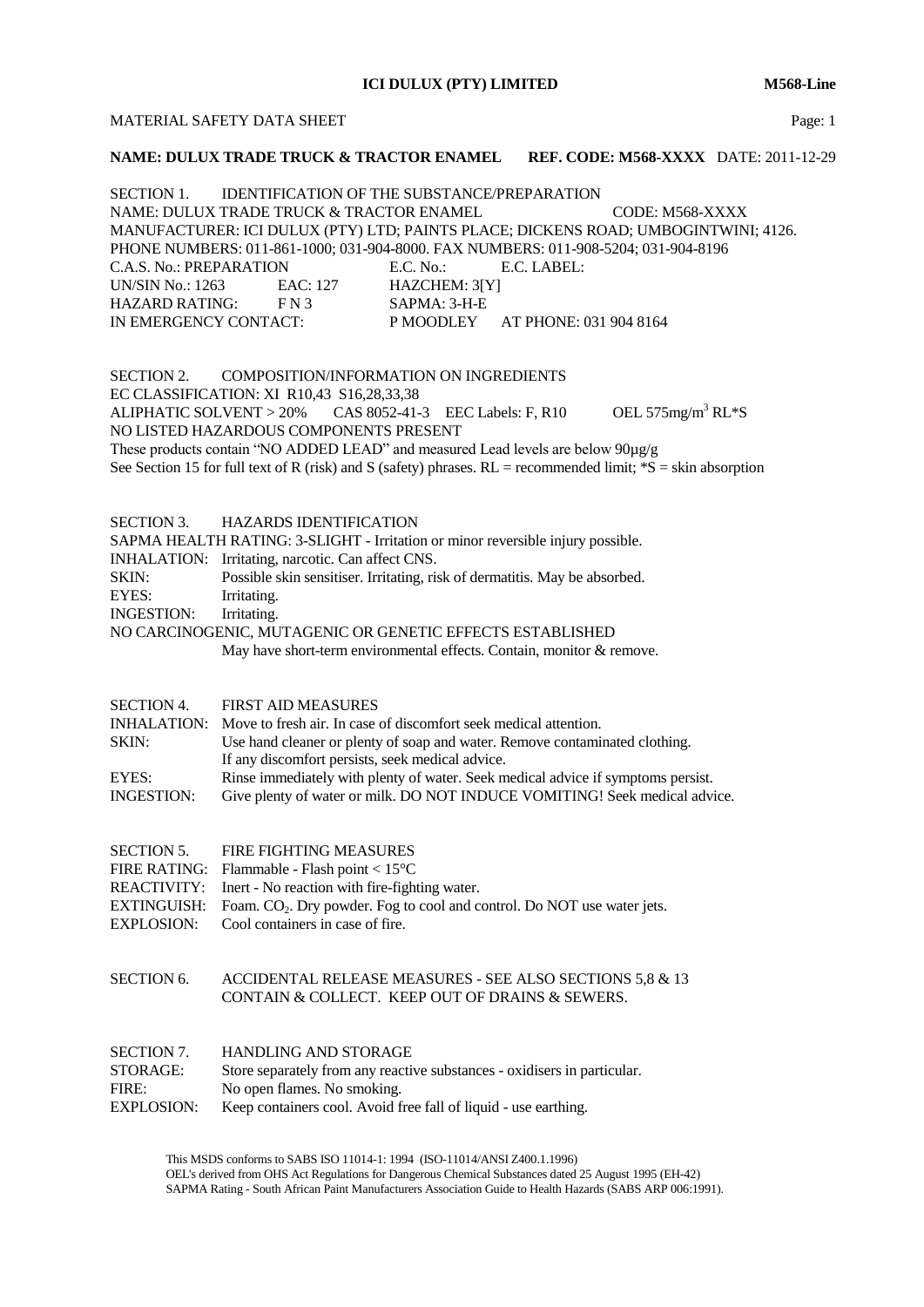**ICI DULUX (PTY) LIMITED** **M568-Line**

MATERIAL SAFETY DATA SHEET

**NAME: DULUX TRADE TRUCK & TRACTOR ENAMEL** **REF. CODE: M568-XXXX** DATE: 2011-12-29

## SECTION 1. IDENTIFICATION OF THE SUBSTANCE/PREPARATION

NAME: DULUX TRADE TRUCK & TRACTOR ENAMEL CODE: M568-XXXX
MANUFACTURER: ICI DULUX (PTY) LTD; PAINTS PLACE; DICKENS ROAD; UMBOGINTWINI; 4126.
PHONE NUMBERS: 011-861-1000; 031-904-8000. FAX NUMBERS: 011-908-5204; 031-904-8196

| | | | |
|---|---|---|---|
| C.A.S. No.: PREPARATION | | E.C. No.: | E.C. LABEL: |
| UN/SIN No.: 1263 | EAC: 127 | HAZCHEM: 3[Y] | |
| HAZARD RATING: | F N 3 | SAPMA: 3-H-E | |
| IN EMERGENCY CONTACT: | | P MOODLEY | AT PHONE: 031 904 8164 |

## SECTION 2. COMPOSITION/INFORMATION ON INGREDIENTS

EC CLASSIFICATION: XI R10,43 S16,28,33,38
ALIPHATIC SOLVENT > 20% CAS 8052-41-3 EEC Labels: F, R10 OEL 575mg/m$^3$ RL*S
NO LISTED HAZARDOUS COMPONENTS PRESENT
These products contain "NO ADDED LEAD" and measured Lead levels are below 90µg/g
See Section 15 for full text of R (risk) and S (safety) phrases. RL = recommended limit; *S = skin absorption

## SECTION 3. HAZARDS IDENTIFICATION

SAPMA HEALTH RATING: 3-SLIGHT - Irritation or minor reversible injury possible.

| | |
|---|---|
| INHALATION: | Irritating, narcotic. Can affect CNS. |
| SKIN: | Possible skin sensitiser. Irritating, risk of dermatitis. May be absorbed. |
| EYES: | Irritating. |
| INGESTION: | Irritating. |

NO CARCINOGENIC, MUTAGENIC OR GENETIC EFFECTS ESTABLISHED
May have short-term environmental effects. Contain, monitor & remove.

## SECTION 4. FIRST AID MEASURES

| | |
|---|---|
| INHALATION: | Move to fresh air. In case of discomfort seek medical attention. |
| SKIN: | Use hand cleaner or plenty of soap and water. Remove contaminated clothing. If any discomfort persists, seek medical advice. |
| EYES: | Rinse immediately with plenty of water. Seek medical advice if symptoms persist. |
| INGESTION: | Give plenty of water or milk. DO NOT INDUCE VOMITING! Seek medical advice. |

## SECTION 5. FIRE FIGHTING MEASURES

| | |
|---|---|
| FIRE RATING: | Flammable - Flash point < 15°C |
| REACTIVITY: | Inert - No reaction with fire-fighting water. |
| EXTINGUISH: | Foam. $CO_2$. Dry powder. Fog to cool and control. Do NOT use water jets. |
| EXPLOSION: | Cool containers in case of fire. |

## SECTION 6. ACCIDENTAL RELEASE MEASURES - SEE ALSO SECTIONS 5,8 & 13

CONTAIN & COLLECT. KEEP OUT OF DRAINS & SEWERS.

## SECTION 7. HANDLING AND STORAGE

| | |
|---|---|
| STORAGE: | Store separately from any reactive substances - oxidisers in particular. |
| FIRE: | No open flames. No smoking. |
| EXPLOSION: | Keep containers cool. Avoid free fall of liquid - use earthing. |

This MSDS conforms to SABS ISO 11014-1: 1994 (ISO-11014/ANSI Z400.1.1996)
OEL's derived from OHS Act Regulations for Dangerous Chemical Substances dated 25 August 1995 (EH-42)
SAPMA Rating - South African Paint Manufacturers Association Guide to Health Hazards (SABS ARP 006:1991).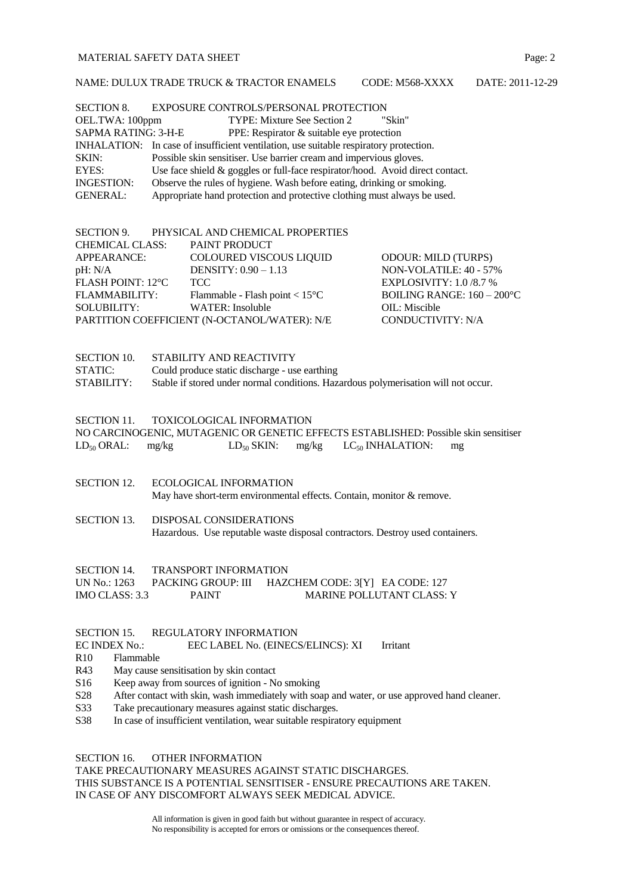MATERIAL SAFETY DATA SHEET

NAME: DULUX TRADE TRUCK & TRACTOR ENAMELS CODE: M568-XXXX DATE: 2011-12-29

## SECTION 8. EXPOSURE CONTROLS/PERSONAL PROTECTION

OEL.TWA: 100ppm TYPE: Mixture See Section 2 "Skin"

SAPMA RATING: 3-H-E PPE: Respirator & suitable eye protection

| | |
|---|---|
| INHALATION: | In case of insufficient ventilation, use suitable respiratory protection. |
| SKIN: | Possible skin sensitiser. Use barrier cream and impervious gloves. |
| EYES: | Use face shield & goggles or full-face respirator/hood. Avoid direct contact. |
| INGESTION: | Observe the rules of hygiene. Wash before eating, drinking or smoking. |
| GENERAL: | Appropriate hand protection and protective clothing must always be used. |

## SECTION 9. PHYSICAL AND CHEMICAL PROPERTIES

| | | |
|---|---|---|
| CHEMICAL CLASS: | PAINT PRODUCT | |
| APPEARANCE: | COLOURED VISCOUS LIQUID | ODOUR: MILD (TURPS) |
| pH: N/A | DENSITY: 0.90 – 1.13 | NON-VOLATILE: 40 - 57% |
| FLASH POINT: 12°C | TCC | EXPLOSIVITY: 1.0 /8.7 % |
| FLAMMABILITY: | Flammable - Flash point < 15°C | BOILING RANGE: 160 – 200°C |
| SOLUBILITY: | WATER: Insoluble | OIL: Miscible |
| PARTITION COEFFICIENT (N-OCTANOL/WATER): N/E | | CONDUCTIVITY: N/A |

## SECTION 10. STABILITY AND REACTIVITY

STATIC: Could produce static discharge - use earthing

STABILITY: Stable if stored under normal conditions. Hazardous polymerisation will not occur.

## SECTION 11. TOXICOLOGICAL INFORMATION

NO CARCINOGENIC, MUTAGENIC OR GENETIC EFFECTS ESTABLISHED: Possible skin sensitiser

$LD_{50}$ ORAL: mg/kg $LD_{50}$ SKIN: mg/kg $LC_{50}$ INHALATION: mg

## SECTION 12. ECOLOGICAL INFORMATION

May have short-term environmental effects. Contain, monitor & remove.

## SECTION 13. DISPOSAL CONSIDERATIONS

Hazardous. Use reputable waste disposal contractors. Destroy used containers.

## SECTION 14. TRANSPORT INFORMATION

UN No.: 1263 PACKING GROUP: III HAZCHEM CODE: 3[Y] EA CODE: 127

IMO CLASS: 3.3 PAINT MARINE POLLUTANT CLASS: Y

## SECTION 15. REGULATORY INFORMATION

EC INDEX No.: EEC LABEL No. (EINECS/ELINCS): XI Irritant

| | |
|---|---|
| R10 | Flammable |
| R43 | May cause sensitisation by skin contact |
| S16 | Keep away from sources of ignition - No smoking |
| S28 | After contact with skin, wash immediately with soap and water, or use approved hand cleaner. |
| S33 | Take precautionary measures against static discharges. |
| S38 | In case of insufficient ventilation, wear suitable respiratory equipment |

## SECTION 16. OTHER INFORMATION

TAKE PRECAUTIONARY MEASURES AGAINST STATIC DISCHARGES.
THIS SUBSTANCE IS A POTENTIAL SENSITISER - ENSURE PRECAUTIONS ARE TAKEN.
IN CASE OF ANY DISCOMFORT ALWAYS SEEK MEDICAL ADVICE.

All information is given in good faith but without guarantee in respect of accuracy.
No responsibility is accepted for errors or omissions or the consequences thereof.